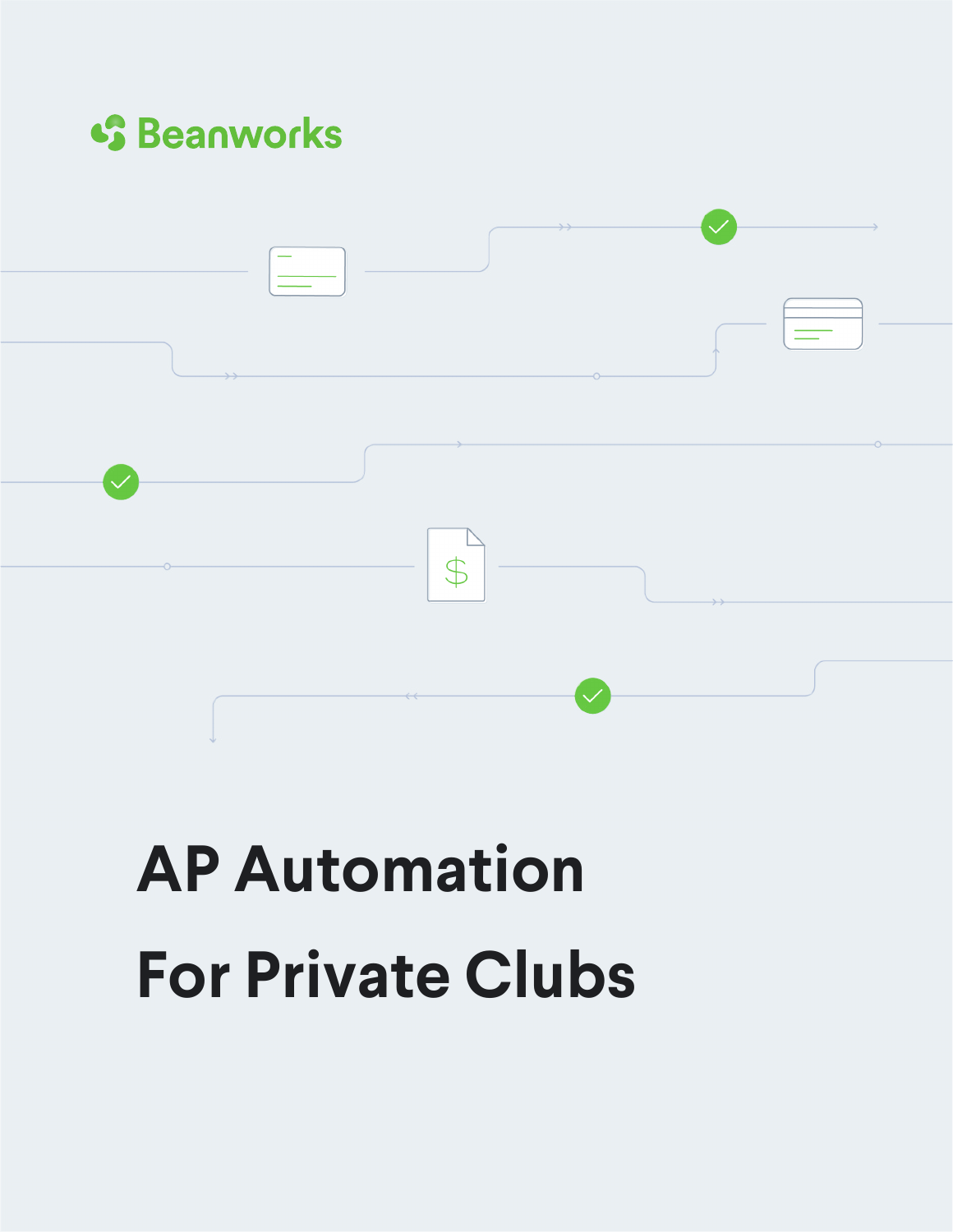Beanworks

# AP Automation For Private Clubs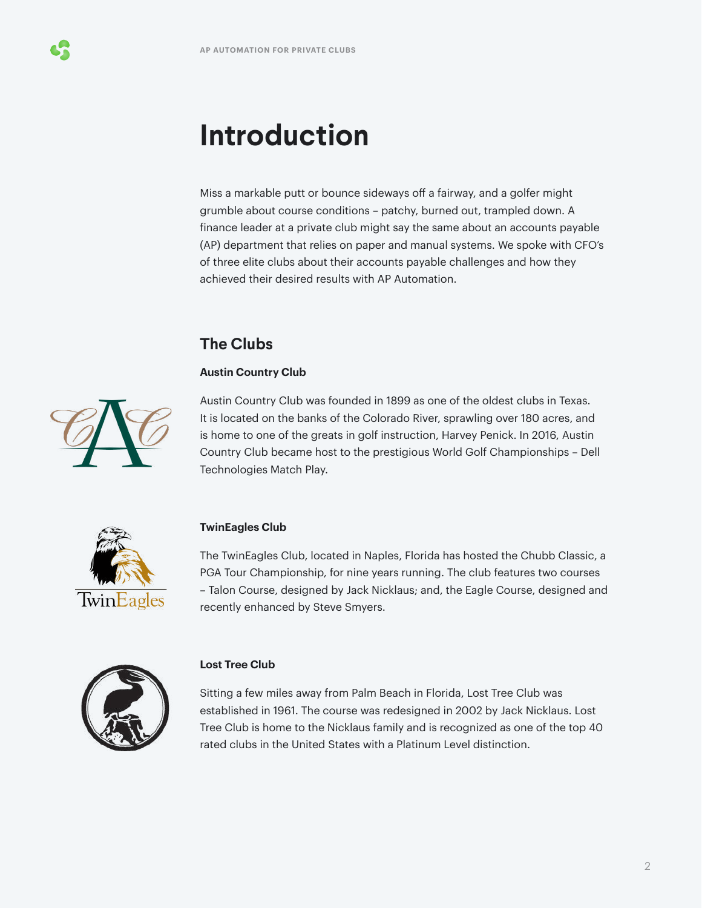# Introduction

Miss a markable putt or bounce sideways off a fairway, and a golfer might grumble about course conditions – patchy, burned out, trampled down. A finance leader at a private club might say the same about an accounts payable (AP) department that relies on paper and manual systems. We spoke with CFO's of three elite clubs about their accounts payable challenges and how they achieved their desired results with AP Automation.

## The Clubs

**Austin Country Club**

Austin Country Club was founded in 1899 as one of the oldest clubs in Texas. It is located on the banks of the Colorado River, sprawling over 180 acres, and is home to one of the greats in golf instruction, Harvey Penick. In 2016, Austin Country Club became host to the prestigious World Golf Championships – Dell Technologies Match Play.

**TwinEagles Club**

The TwinEagles Club, located in Naples, Florida has hosted the Chubb Classic, a PGA Tour Championship, for nine years running. The club features two courses – Talon Course, designed by Jack Nicklaus; and, the Eagle Course, designed and recently enhanced by Steve Smyers.

**Lost Tree Club**

Sitting a few miles away from Palm Beach in Florida, Lost Tree Club was established in 1961. The course was redesigned in 2002 by Jack Nicklaus. Lost Tree Club is home to the Nicklaus family and is recognized as one of the top 40 rated clubs in the United States with a Platinum Level distinction.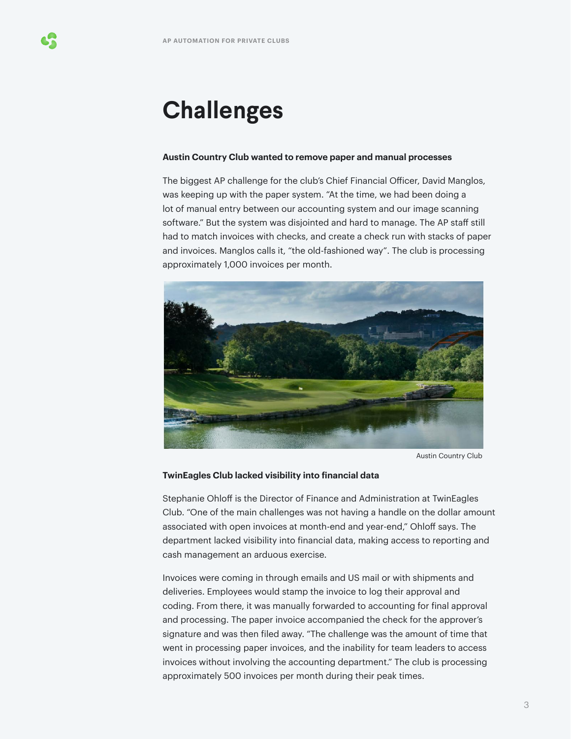# Challenges

**Austin Country Club wanted to remove paper and manual processes**

The biggest AP challenge for the club's Chief Financial Officer, David Manglos, was keeping up with the paper system. "At the time, we had been doing a lot of manual entry between our accounting system and our image scanning software." But the system was disjointed and hard to manage. The AP staff still had to match invoices with checks, and create a check run with stacks of paper and invoices. Manglos calls it, "the old-fashioned way". The club is processing approximately 1,000 invoices per month.

Austin Country Club

**TwinEagles Club lacked visibility into financial data**

Stephanie Ohloff is the Director of Finance and Administration at TwinEagles Club. "One of the main challenges was not having a handle on the dollar amount associated with open invoices at month-end and year-end," Ohloff says. The department lacked visibility into financial data, making access to reporting and cash management an arduous exercise.

Invoices were coming in through emails and US mail or with shipments and deliveries. Employees would stamp the invoice to log their approval and coding. From there, it was manually forwarded to accounting for final approval and processing. The paper invoice accompanied the check for the approver's signature and was then filed away. "The challenge was the amount of time that went in processing paper invoices, and the inability for team leaders to access invoices without involving the accounting department." The club is processing approximately 500 invoices per month during their peak times.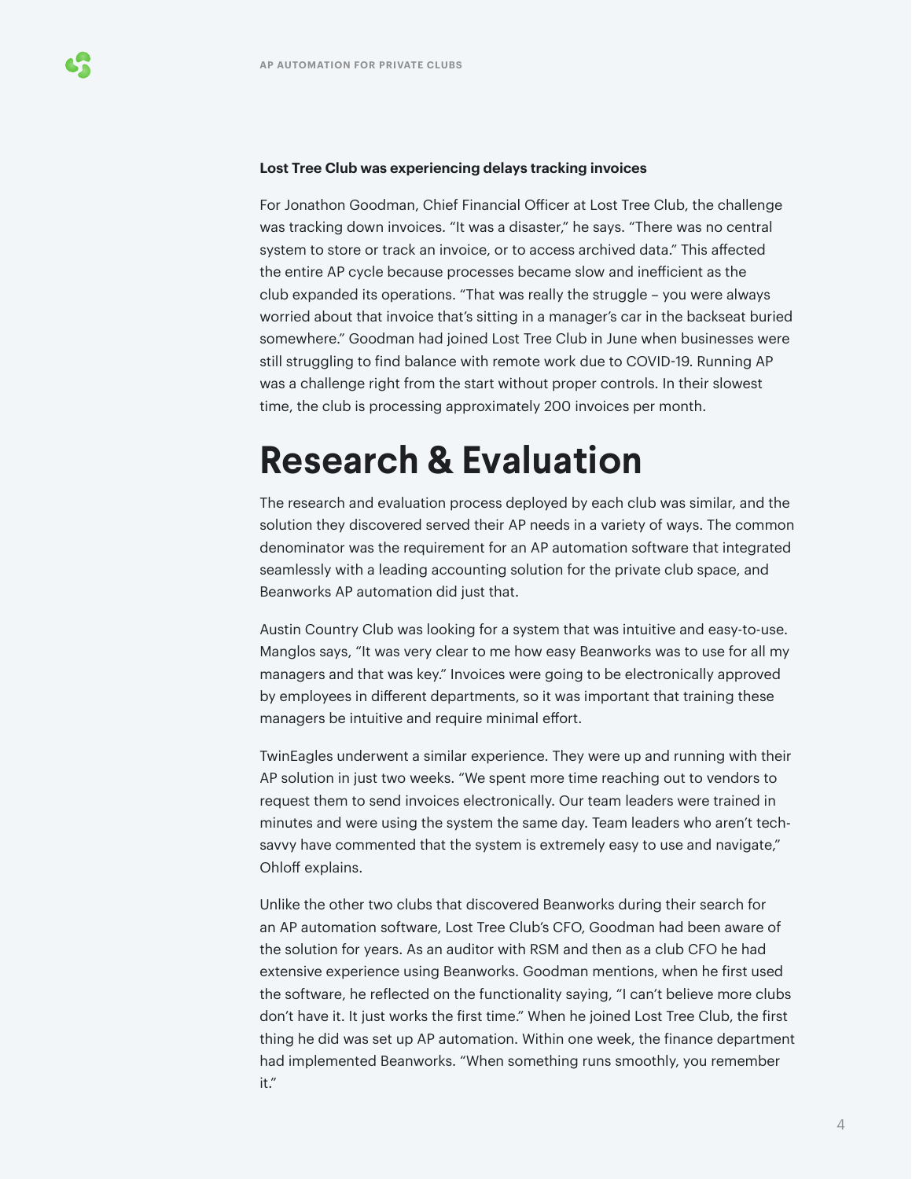**Lost Tree Club was experiencing delays tracking invoices**

For Jonathon Goodman, Chief Financial Officer at Lost Tree Club, the challenge was tracking down invoices. "It was a disaster," he says. "There was no central system to store or track an invoice, or to access archived data." This affected the entire AP cycle because processes became slow and inefficient as the club expanded its operations. "That was really the struggle – you were always worried about that invoice that's sitting in a manager's car in the backseat buried somewhere." Goodman had joined Lost Tree Club in June when businesses were still struggling to find balance with remote work due to COVID-19. Running AP was a challenge right from the start without proper controls. In their slowest time, the club is processing approximately 200 invoices per month.

# Research & Evaluation

The research and evaluation process deployed by each club was similar, and the solution they discovered served their AP needs in a variety of ways. The common denominator was the requirement for an AP automation software that integrated seamlessly with a leading accounting solution for the private club space, and Beanworks AP automation did just that.

Austin Country Club was looking for a system that was intuitive and easy-to-use. Manglos says, "It was very clear to me how easy Beanworks was to use for all my managers and that was key." Invoices were going to be electronically approved by employees in different departments, so it was important that training these managers be intuitive and require minimal effort.

TwinEagles underwent a similar experience. They were up and running with their AP solution in just two weeks. "We spent more time reaching out to vendors to request them to send invoices electronically. Our team leaders were trained in minutes and were using the system the same day. Team leaders who aren't tech-savvy have commented that the system is extremely easy to use and navigate," Ohloff explains.

Unlike the other two clubs that discovered Beanworks during their search for an AP automation software, Lost Tree Club's CFO, Goodman had been aware of the solution for years. As an auditor with RSM and then as a club CFO he had extensive experience using Beanworks. Goodman mentions, when he first used the software, he reflected on the functionality saying, "I can't believe more clubs don't have it. It just works the first time." When he joined Lost Tree Club, the first thing he did was set up AP automation. Within one week, the finance department had implemented Beanworks. "When something runs smoothly, you remember it."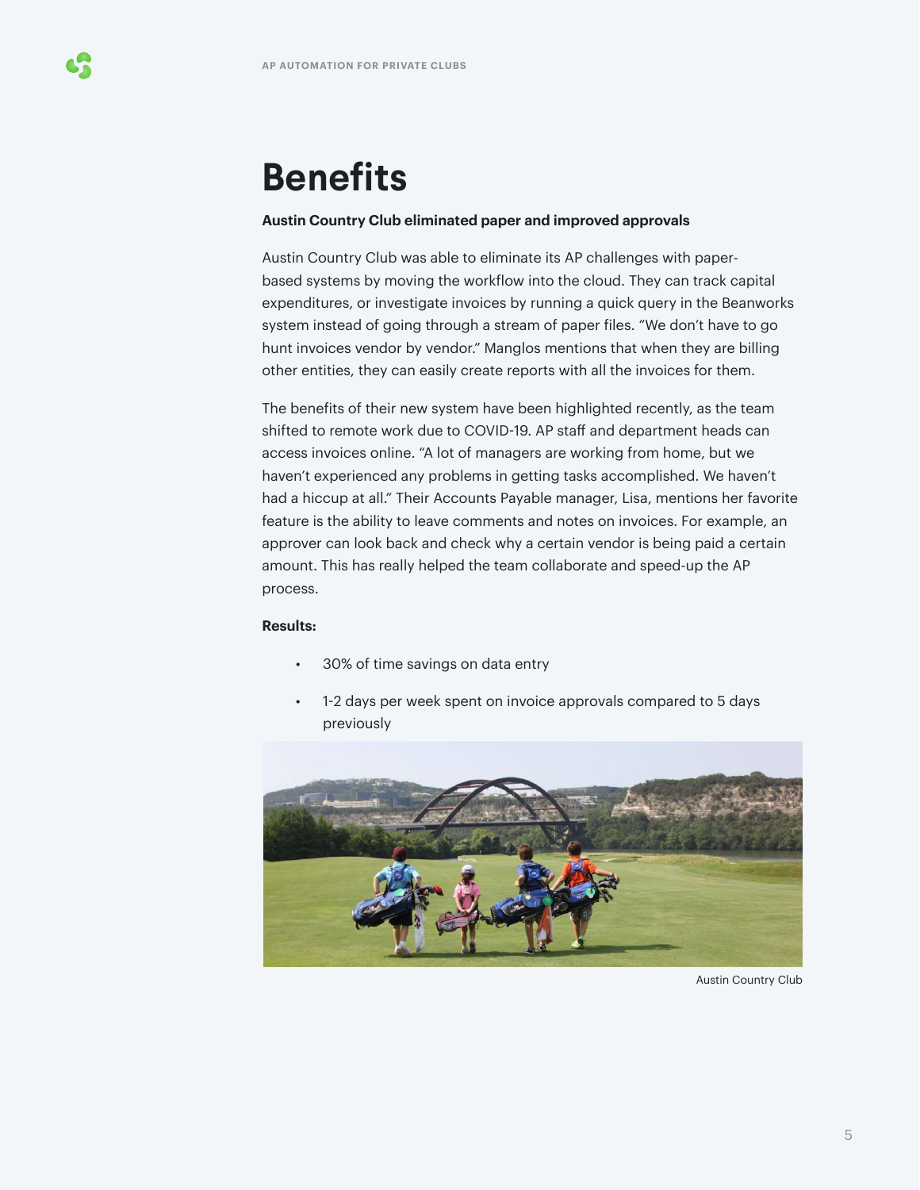# Benefits

**Austin Country Club eliminated paper and improved approvals**

Austin Country Club was able to eliminate its AP challenges with paper-based systems by moving the workflow into the cloud. They can track capital expenditures, or investigate invoices by running a quick query in the Beanworks system instead of going through a stream of paper files. “We don’t have to go hunt invoices vendor by vendor.” Manglos mentions that when they are billing other entities, they can easily create reports with all the invoices for them.

The benefits of their new system have been highlighted recently, as the team shifted to remote work due to COVID-19. AP staff and department heads can access invoices online. “A lot of managers are working from home, but we haven’t experienced any problems in getting tasks accomplished. We haven’t had a hiccup at all.” Their Accounts Payable manager, Lisa, mentions her favorite feature is the ability to leave comments and notes on invoices. For example, an approver can look back and check why a certain vendor is being paid a certain amount. This has really helped the team collaborate and speed-up the AP process.

**Results:**

- 30% of time savings on data entry
- 1-2 days per week spent on invoice approvals compared to 5 days previously

Austin Country Club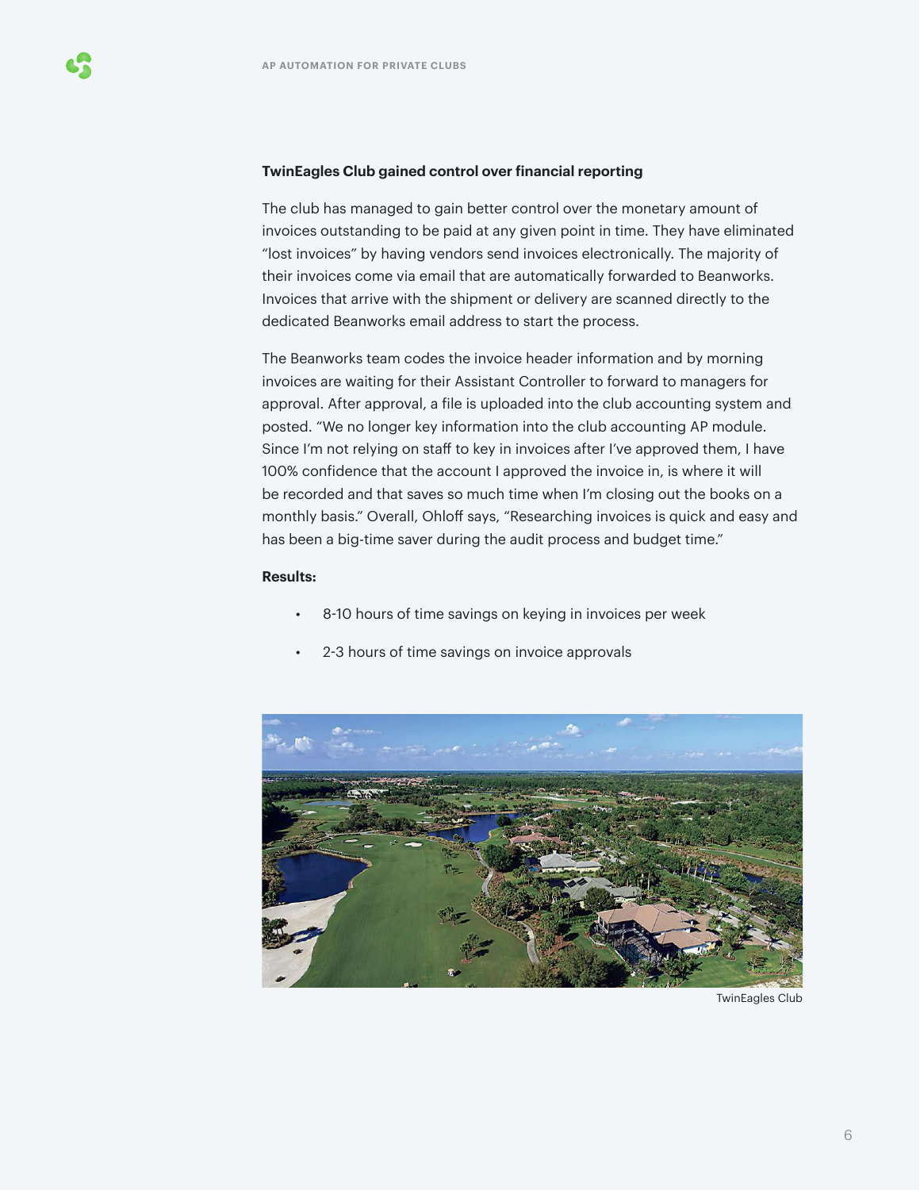**TwinEagles Club gained control over financial reporting**

The club has managed to gain better control over the monetary amount of invoices outstanding to be paid at any given point in time. They have eliminated "lost invoices" by having vendors send invoices electronically. The majority of their invoices come via email that are automatically forwarded to Beanworks. Invoices that arrive with the shipment or delivery are scanned directly to the dedicated Beanworks email address to start the process.

The Beanworks team codes the invoice header information and by morning invoices are waiting for their Assistant Controller to forward to managers for approval. After approval, a file is uploaded into the club accounting system and posted. "We no longer key information into the club accounting AP module. Since I'm not relying on staff to key in invoices after I've approved them, I have 100% confidence that the account I approved the invoice in, is where it will be recorded and that saves so much time when I'm closing out the books on a monthly basis." Overall, Ohloff says, "Researching invoices is quick and easy and has been a big-time saver during the audit process and budget time."

**Results:**

- 8-10 hours of time savings on keying in invoices per week
- 2-3 hours of time savings on invoice approvals

TwinEagles Club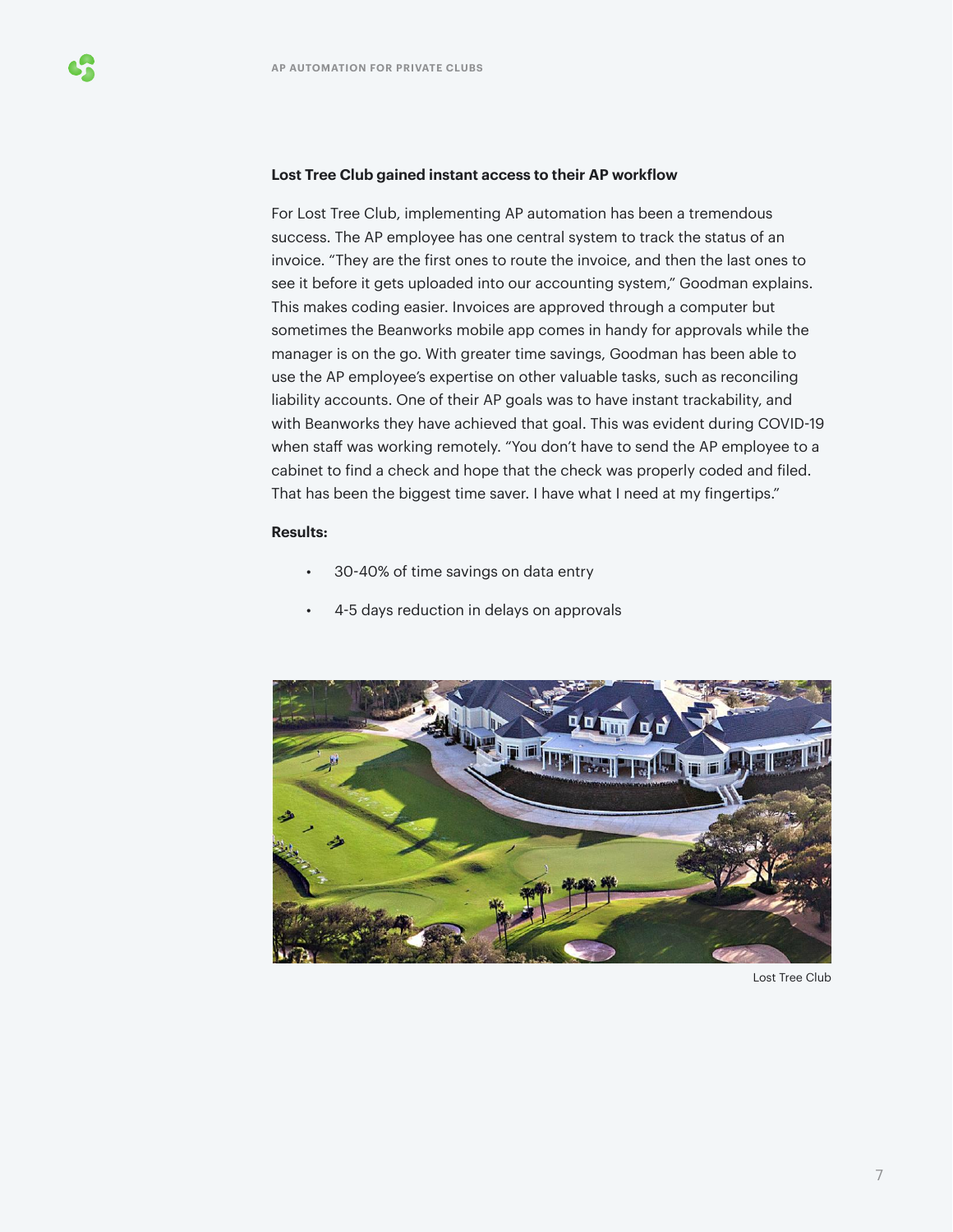### Lost Tree Club gained instant access to their AP workflow

For Lost Tree Club, implementing AP automation has been a tremendous success. The AP employee has one central system to track the status of an invoice. "They are the first ones to route the invoice, and then the last ones to see it before it gets uploaded into our accounting system," Goodman explains. This makes coding easier. Invoices are approved through a computer but sometimes the Beanworks mobile app comes in handy for approvals while the manager is on the go. With greater time savings, Goodman has been able to use the AP employee's expertise on other valuable tasks, such as reconciling liability accounts. One of their AP goals was to have instant trackability, and with Beanworks they have achieved that goal. This was evident during COVID-19 when staff was working remotely. "You don't have to send the AP employee to a cabinet to find a check and hope that the check was properly coded and filed. That has been the biggest time saver. I have what I need at my fingertips."

**Results:**

- 30-40% of time savings on data entry
- 4-5 days reduction in delays on approvals

Lost Tree Club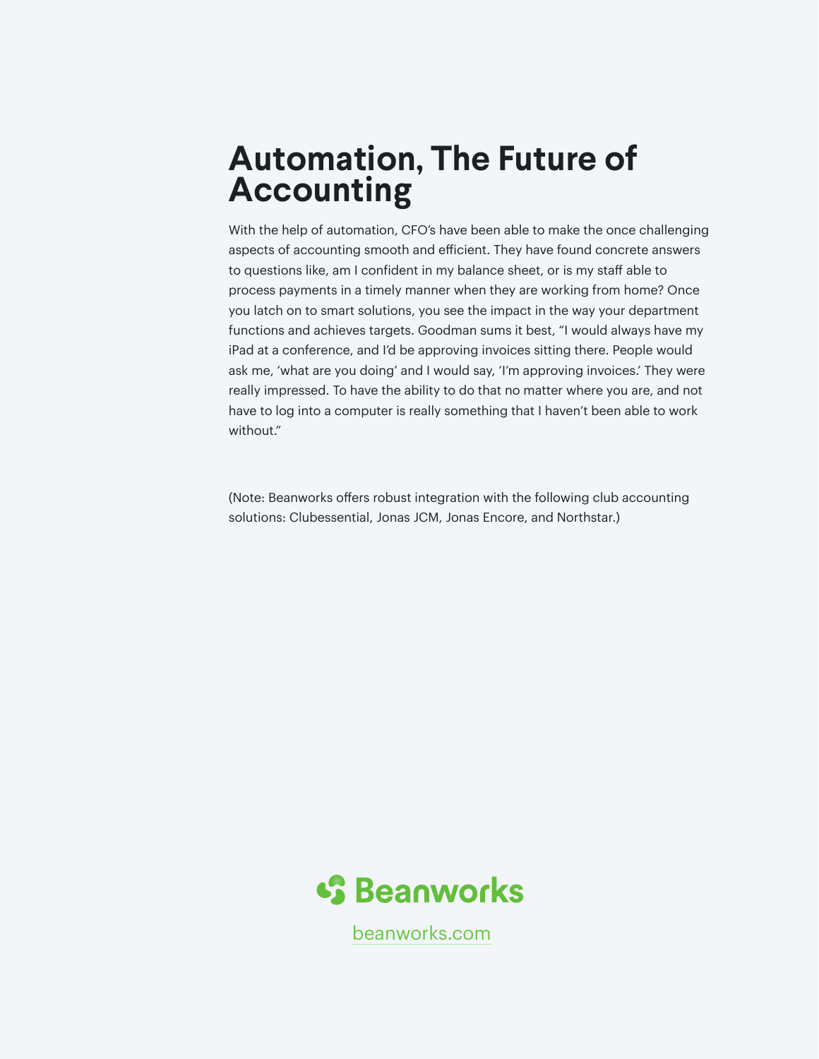# Automation, The Future of Accounting

With the help of automation, CFO's have been able to make the once challenging aspects of accounting smooth and efficient. They have found concrete answers to questions like, am I confident in my balance sheet, or is my staff able to process payments in a timely manner when they are working from home? Once you latch on to smart solutions, you see the impact in the way your department functions and achieves targets. Goodman sums it best, "I would always have my iPad at a conference, and I'd be approving invoices sitting there. People would ask me, 'what are you doing' and I would say, 'I'm approving invoices.' They were really impressed. To have the ability to do that no matter where you are, and not have to log into a computer is really something that I haven't been able to work without."

(Note: Beanworks offers robust integration with the following club accounting solutions: Clubessential, Jonas JCM, Jonas Encore, and Northstar.)

Beanworks

beanworks.com